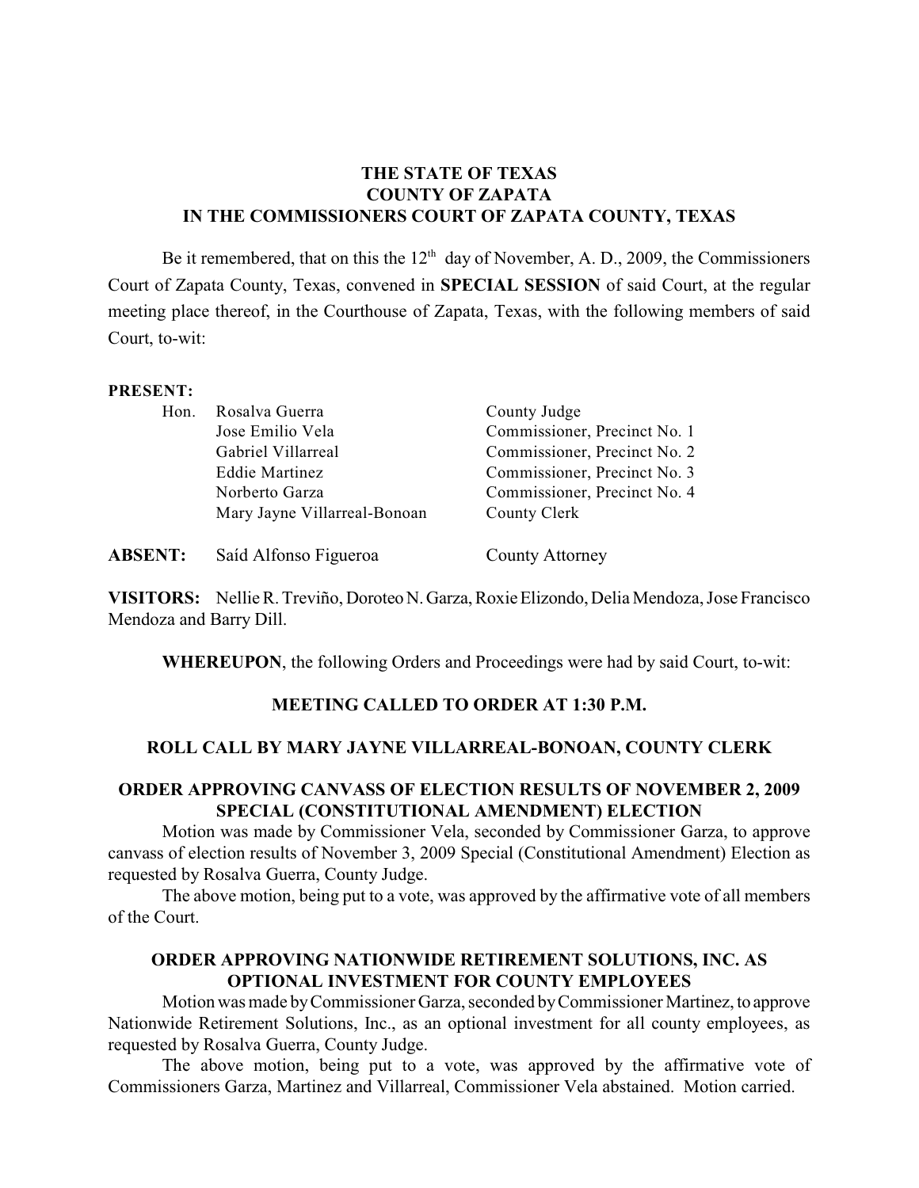**THE STATE OF TEXAS**
**COUNTY OF ZAPATA**
**IN THE COMMISSIONERS COURT OF ZAPATA COUNTY, TEXAS**

Be it remembered, that on this the 12th day of November, A. D., 2009, the Commissioners Court of Zapata County, Texas, convened in **SPECIAL SESSION** of said Court, at the regular meeting place thereof, in the Courthouse of Zapata, Texas, with the following members of said Court, to-wit:

**PRESENT:**

| | | |
|---|---|---|
| Hon. | Rosalva Guerra | County Judge |
| | Jose Emilio Vela | Commissioner, Precinct No. 1 |
| | Gabriel Villarreal | Commissioner, Precinct No. 2 |
| | Eddie Martinez | Commissioner, Precinct No. 3 |
| | Norberto Garza | Commissioner, Precinct No. 4 |
| | Mary Jayne Villarreal-Bonoan | County Clerk |

**ABSENT:** Saíd Alfonso Figueroa — County Attorney

**VISITORS:** Nellie R. Treviño, Doroteo N. Garza, Roxie Elizondo, Delia Mendoza, Jose Francisco Mendoza and Barry Dill.

**WHEREUPON**, the following Orders and Proceedings were had by said Court, to-wit:

**MEETING CALLED TO ORDER AT 1:30 P.M.**

**ROLL CALL BY MARY JAYNE VILLARREAL-BONOAN, COUNTY CLERK**

**ORDER APPROVING CANVASS OF ELECTION RESULTS OF NOVEMBER 2, 2009 SPECIAL (CONSTITUTIONAL AMENDMENT) ELECTION**

Motion was made by Commissioner Vela, seconded by Commissioner Garza, to approve canvass of election results of November 3, 2009 Special (Constitutional Amendment) Election as requested by Rosalva Guerra, County Judge.

The above motion, being put to a vote, was approved by the affirmative vote of all members of the Court.

**ORDER APPROVING NATIONWIDE RETIREMENT SOLUTIONS, INC. AS OPTIONAL INVESTMENT FOR COUNTY EMPLOYEES**

Motion was made by Commissioner Garza, seconded by Commissioner Martinez, to approve Nationwide Retirement Solutions, Inc., as an optional investment for all county employees, as requested by Rosalva Guerra, County Judge.

The above motion, being put to a vote, was approved by the affirmative vote of Commissioners Garza, Martinez and Villarreal, Commissioner Vela abstained. Motion carried.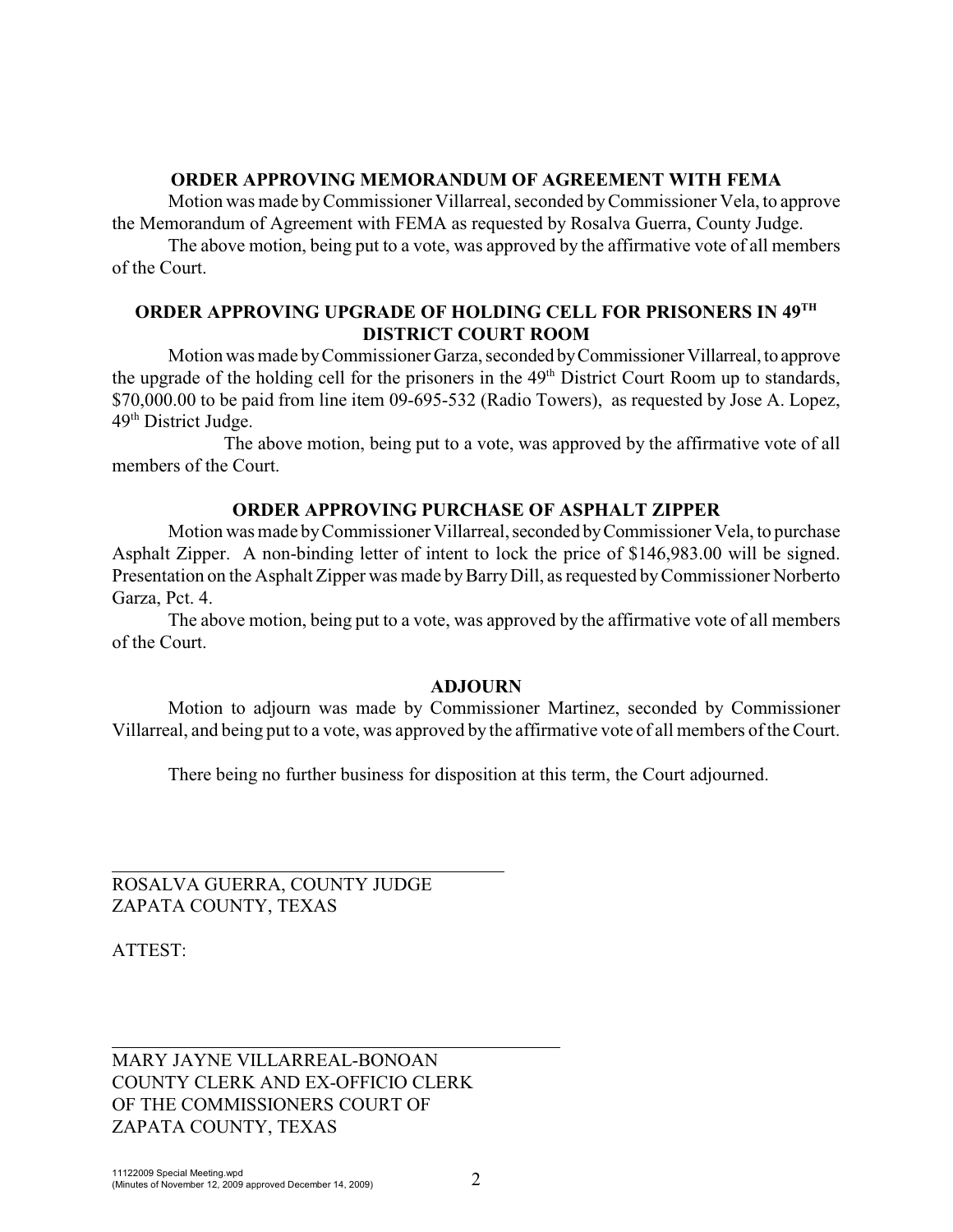**ORDER APPROVING MEMORANDUM OF AGREEMENT WITH FEMA**

Motion was made by Commissioner Villarreal, seconded by Commissioner Vela, to approve the Memorandum of Agreement with FEMA as requested by Rosalva Guerra, County Judge.

The above motion, being put to a vote, was approved by the affirmative vote of all members of the Court.

**ORDER APPROVING UPGRADE OF HOLDING CELL FOR PRISONERS IN 49TH DISTRICT COURT ROOM**

Motion was made by Commissioner Garza, seconded by Commissioner Villarreal, to approve the upgrade of the holding cell for the prisoners in the 49th District Court Room up to standards, $70,000.00 to be paid from line item 09-695-532 (Radio Towers), as requested by Jose A. Lopez, 49th District Judge.

The above motion, being put to a vote, was approved by the affirmative vote of all members of the Court.

**ORDER APPROVING PURCHASE OF ASPHALT ZIPPER**

Motion was made by Commissioner Villarreal, seconded by Commissioner Vela, to purchase Asphalt Zipper. A non-binding letter of intent to lock the price of $146,983.00 will be signed. Presentation on the Asphalt Zipper was made by Barry Dill, as requested by Commissioner Norberto Garza, Pct. 4.

The above motion, being put to a vote, was approved by the affirmative vote of all members of the Court.

**ADJOURN**

Motion to adjourn was made by Commissioner Martinez, seconded by Commissioner Villarreal, and being put to a vote, was approved by the affirmative vote of all members of the Court.

There being no further business for disposition at this term, the Court adjourned.

\_\_\_\_\_\_\_\_\_\_\_\_\_\_\_\_\_\_\_\_\_\_\_\_\_\_\_\_\_\_\_\_\_\_\_\_\_\_\_\_

ROSALVA GUERRA, COUNTY JUDGE
ZAPATA COUNTY, TEXAS

ATTEST:

\_\_\_\_\_\_\_\_\_\_\_\_\_\_\_\_\_\_\_\_\_\_\_\_\_\_\_\_\_\_\_\_\_\_\_\_\_\_\_\_\_\_\_\_\_\_\_\_

MARY JAYNE VILLARREAL-BONOAN
COUNTY CLERK AND EX-OFFICIO CLERK
OF THE COMMISSIONERS COURT OF
ZAPATA COUNTY, TEXAS

11122009 Special Meeting.wpd
(Minutes of November 12, 2009 approved December 14, 2009)